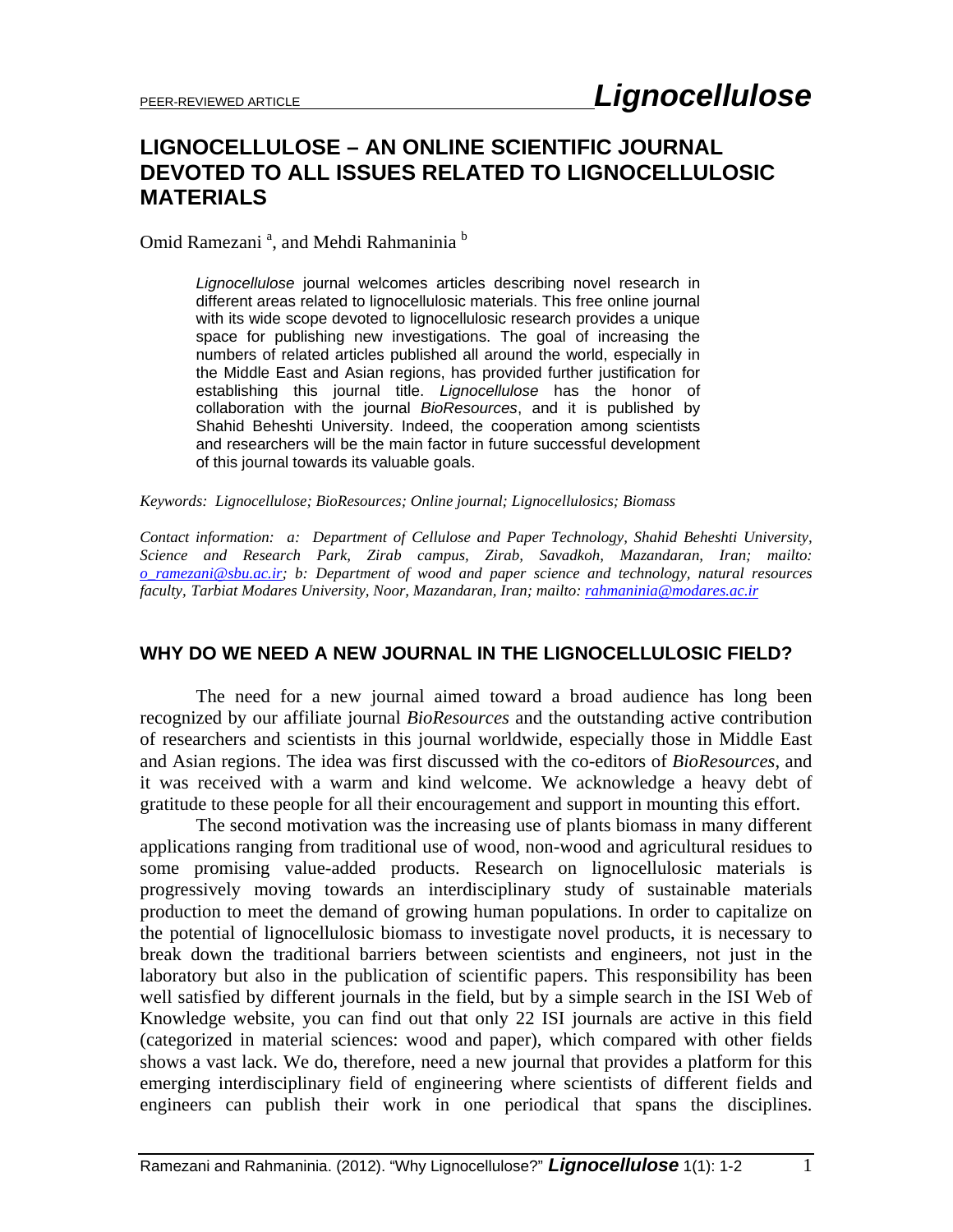# LIGNOCELLULOSE – AN ONLINE SCIENTIFIC JOURNAL DEVOTED TO ALL ISSUES RELATED TO LIGNOCELLULOSIC MATERIALS

Omid Ramezani [a], and Mehdi Rahmaninia [b]

*Lignocellulose* journal welcomes articles describing novel research in different areas related to lignocellulosic materials. This free online journal with its wide scope devoted to lignocellulosic research provides a unique space for publishing new investigations. The goal of increasing the numbers of related articles published all around the world, especially in the Middle East and Asian regions, has provided further justification for establishing this journal title. *Lignocellulose* has the honor of collaboration with the journal *BioResources*, and it is published by Shahid Beheshti University. Indeed, the cooperation among scientists and researchers will be the main factor in future successful development of this journal towards its valuable goals.

*Keywords: Lignocellulose; BioResources; Online journal; Lignocellulosics; Biomass*

*Contact information: a: Department of Cellulose and Paper Technology, Shahid Beheshti University, Science and Research Park, Zirab campus, Zirab, Savadkoh, Mazandaran, Iran; mailto: o_ramezani@sbu.ac.ir; b: Department of wood and paper science and technology, natural resources faculty, Tarbiat Modares University, Noor, Mazandaran, Iran; mailto: rahmaninia@modares.ac.ir*

## WHY DO WE NEED A NEW JOURNAL IN THE LIGNOCELLULOSIC FIELD?

The need for a new journal aimed toward a broad audience has long been recognized by our affiliate journal *BioResources* and the outstanding active contribution of researchers and scientists in this journal worldwide, especially those in Middle East and Asian regions. The idea was first discussed with the co-editors of *BioResources*, and it was received with a warm and kind welcome. We acknowledge a heavy debt of gratitude to these people for all their encouragement and support in mounting this effort.

The second motivation was the increasing use of plants biomass in many different applications ranging from traditional use of wood, non-wood and agricultural residues to some promising value-added products. Research on lignocellulosic materials is progressively moving towards an interdisciplinary study of sustainable materials production to meet the demand of growing human populations. In order to capitalize on the potential of lignocellulosic biomass to investigate novel products, it is necessary to break down the traditional barriers between scientists and engineers, not just in the laboratory but also in the publication of scientific papers. This responsibility has been well satisfied by different journals in the field, but by a simple search in the ISI Web of Knowledge website, you can find out that only 22 ISI journals are active in this field (categorized in material sciences: wood and paper), which compared with other fields shows a vast lack. We do, therefore, need a new journal that provides a platform for this emerging interdisciplinary field of engineering where scientists of different fields and engineers can publish their work in one periodical that spans the disciplines.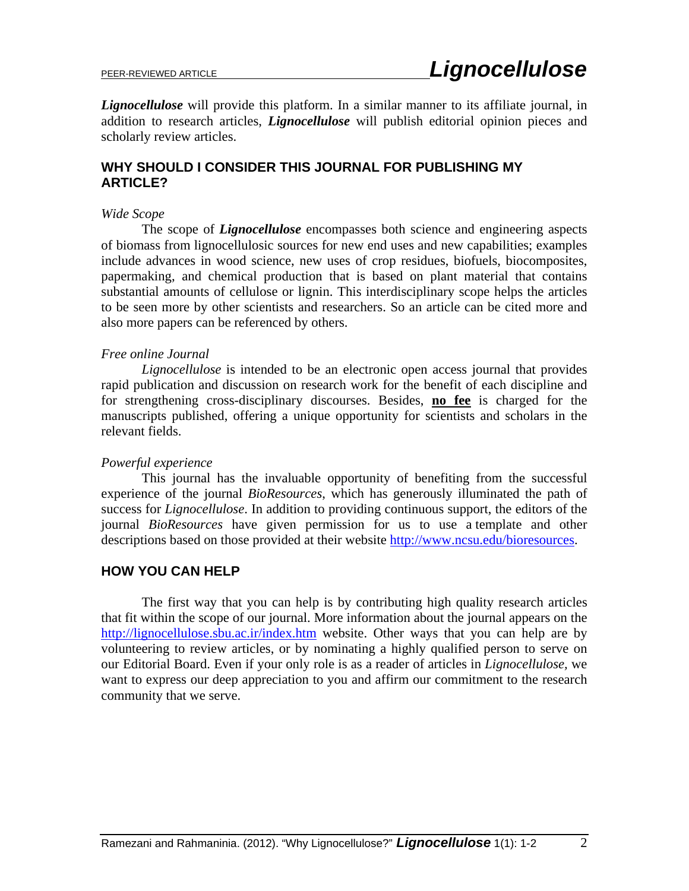***Lignocellulose*** will provide this platform. In a similar manner to its affiliate journal, in addition to research articles, ***Lignocellulose*** will publish editorial opinion pieces and scholarly review articles.

## WHY SHOULD I CONSIDER THIS JOURNAL FOR PUBLISHING MY ARTICLE?

*Wide Scope*

The scope of ***Lignocellulose*** encompasses both science and engineering aspects of biomass from lignocellulosic sources for new end uses and new capabilities; examples include advances in wood science, new uses of crop residues, biofuels, biocomposites, papermaking, and chemical production that is based on plant material that contains substantial amounts of cellulose or lignin. This interdisciplinary scope helps the articles to be seen more by other scientists and researchers. So an article can be cited more and also more papers can be referenced by others.

*Free online Journal*

*Lignocellulose* is intended to be an electronic open access journal that provides rapid publication and discussion on research work for the benefit of each discipline and for strengthening cross-disciplinary discourses. Besides, **no fee** is charged for the manuscripts published, offering a unique opportunity for scientists and scholars in the relevant fields.

*Powerful experience*

This journal has the invaluable opportunity of benefiting from the successful experience of the journal *BioResources*, which has generously illuminated the path of success for *Lignocellulose*. In addition to providing continuous support, the editors of the journal *BioResources* have given permission for us to use a template and other descriptions based on those provided at their website http://www.ncsu.edu/bioresources.

## HOW YOU CAN HELP

The first way that you can help is by contributing high quality research articles that fit within the scope of our journal. More information about the journal appears on the http://lignocellulose.sbu.ac.ir/index.htm website. Other ways that you can help are by volunteering to review articles, or by nominating a highly qualified person to serve on our Editorial Board. Even if your only role is as a reader of articles in *Lignocellulose,* we want to express our deep appreciation to you and affirm our commitment to the research community that we serve.